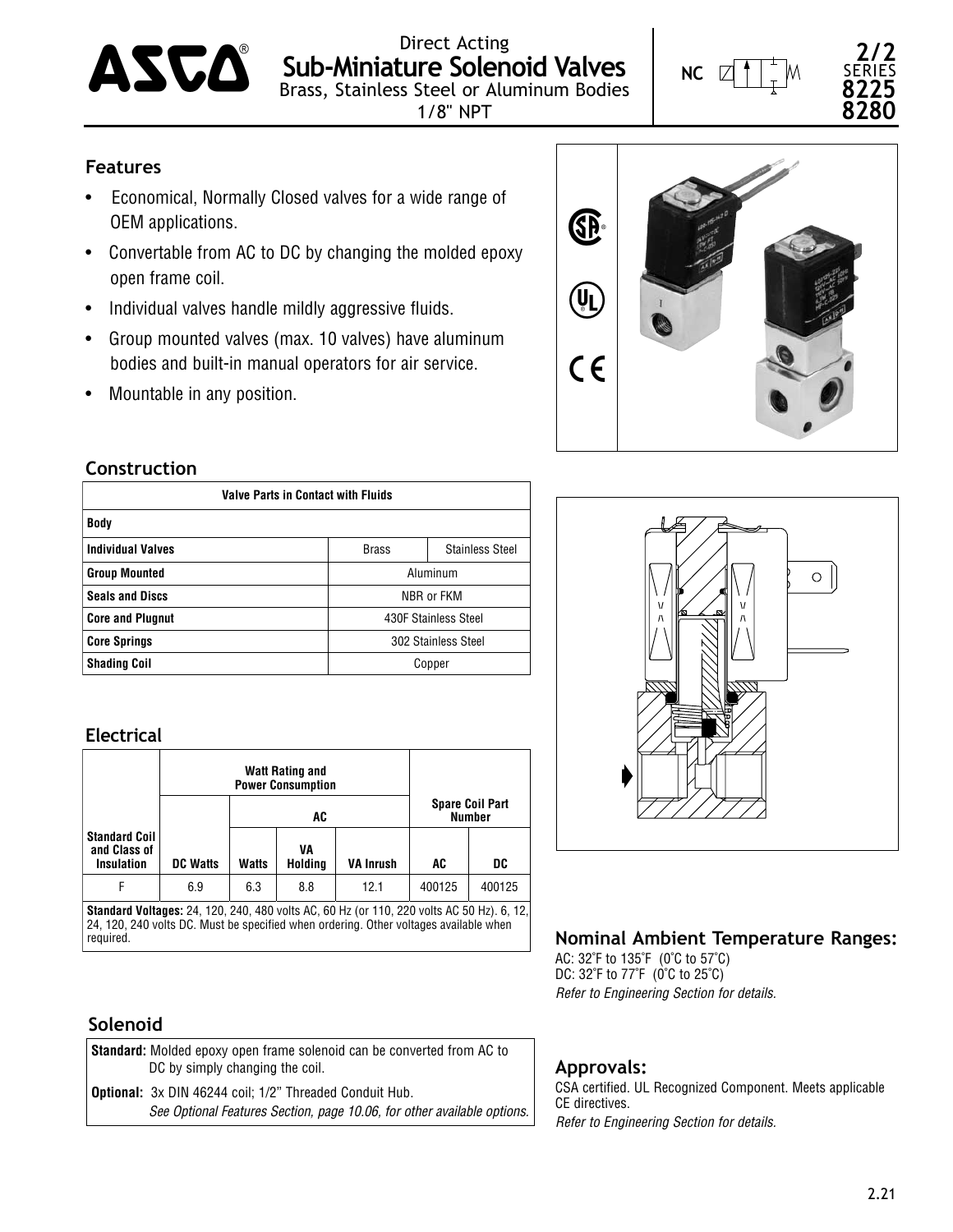# ASCO®

## Direct Acting Sub-Miniature Solenoid Valves

Brass, Stainless Steel or Aluminum Bodies

1/8" NPT

NC

**2/2 SERIES 8225 8280**

### Features

- Economical, Normally Closed valves for a wide range of OEM applications.
- Convertable from AC to DC by changing the molded epoxy open frame coil.
- Individual valves handle mildly aggressive fluids.
- Group mounted valves (max. 10 valves) have aluminum bodies and built-in manual operators for air service.
- Mountable in any position.

### Construction

| Valve Parts in Contact with Fluids | | |
|---|---|---|
| **Body** | | |
| **Individual Valves** | Brass | Stainless Steel |
| **Group Mounted** | Aluminum | |
| **Seals and Discs** | NBR or FKM | |
| **Core and Plugnut** | 430F Stainless Steel | |
| **Core Springs** | 302 Stainless Steel | |
| **Shading Coil** | Copper | |

### Electrical

| Standard Coil and Class of Insulation | Watt Rating and Power Consumption | | | | Spare Coil Part Number | |
|---|---|---|---|---|---|---|
| | DC Watts | AC | | | AC | DC |
| | | Watts | VA Holding | VA Inrush | | |
| F | 6.9 | 6.3 | 8.8 | 12.1 | 400125 | 400125 |

**Standard Voltages:** 24, 120, 240, 480 volts AC, 60 Hz (or 110, 220 volts AC 50 Hz). 6, 12, 24, 120, 240 volts DC. Must be specified when ordering. Other voltages available when required.

### Solenoid

**Standard:** Molded epoxy open frame solenoid can be converted from AC to DC by simply changing the coil.

**Optional:** 3x DIN 46244 coil; 1/2" Threaded Conduit Hub.
*See Optional Features Section, page 10.06, for other available options.*

### Nominal Ambient Temperature Ranges:

AC: 32˚F to 135˚F (0˚C to 57˚C)
DC: 32˚F to 77˚F (0˚C to 25˚C)
*Refer to Engineering Section for details.*

### Approvals:

CSA certified. UL Recognized Component. Meets applicable CE directives.
*Refer to Engineering Section for details.*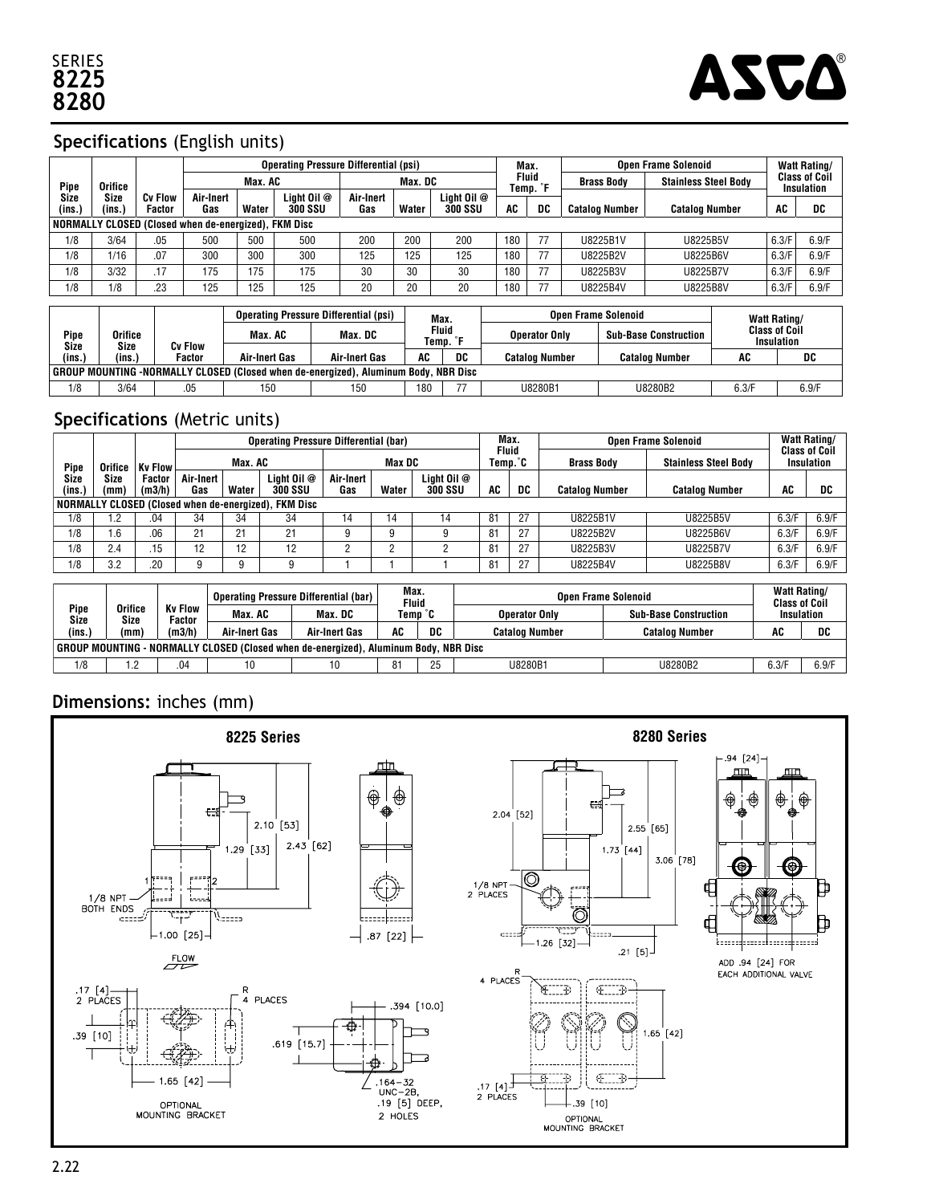# SERIES 8225 8280

## Specifications (English units)

| Pipe Size (ins.) | Orifice Size (ins.) | Cv Flow Factor | Operating Pressure Differential (psi) | | | | | | Max. Fluid Temp. °F | | Open Frame Solenoid | | Watt Rating/ Class of Coil Insulation | |
|---|---|---|---|---|---|---|---|---|---|---|---|---|---|---|
| | | | Max. AC | | | Max. DC | | | | | Brass Body | Stainless Steel Body | | |
| | | | Air-Inert Gas | Water | Light Oil @ 300 SSU | Air-Inert Gas | Water | Light Oil @ 300 SSU | AC | DC | Catalog Number | Catalog Number | AC | DC |
| NORMALLY CLOSED (Closed when de-energized), FKM Disc | | | | | | | | | | | | | | |
| 1/8 | 3/64 | .05 | 500 | 500 | 500 | 200 | 200 | 200 | 180 | 77 | U8225B1V | U8225B5V | 6.3/F | 6.9/F |
| 1/8 | 1/16 | .07 | 300 | 300 | 300 | 125 | 125 | 125 | 180 | 77 | U8225B2V | U8225B6V | 6.3/F | 6.9/F |
| 1/8 | 3/32 | .17 | 175 | 175 | 175 | 30 | 30 | 30 | 180 | 77 | U8225B3V | U8225B7V | 6.3/F | 6.9/F |
| 1/8 | 1/8 | .23 | 125 | 125 | 125 | 20 | 20 | 20 | 180 | 77 | U8225B4V | U8225B8V | 6.3/F | 6.9/F |

| Pipe Size (ins.) | Orifice Size (ins.) | Cv Flow Factor | Operating Pressure Differential (psi) | | Max. Fluid Temp. °F | | Open Frame Solenoid | | Watt Rating/ Class of Coil Insulation | |
|---|---|---|---|---|---|---|---|---|---|---|
| | | | Max. AC | Max. DC | | | Operator Only | Sub-Base Construction | | |
| | | | Air-Inert Gas | Air-Inert Gas | AC | DC | Catalog Number | Catalog Number | AC | DC |
| GROUP MOUNTING -NORMALLY CLOSED (Closed when de-energized), Aluminum Body, NBR Disc | | | | | | | | | | |
| 1/8 | 3/64 | .05 | 150 | 150 | 180 | 77 | U8280B1 | U8280B2 | 6.3/F | 6.9/F |

## Specifications (Metric units)

| Pipe Size (ins.) | Orifice Size (mm) | Kv Flow Factor (m3/h) | Operating Pressure Differential (bar) | | | | | | Max. Fluid Temp.°C | | Open Frame Solenoid | | Watt Rating/ Class of Coil Insulation | |
|---|---|---|---|---|---|---|---|---|---|---|---|---|---|---|
| | | | Max. AC | | | Max DC | | | | | Brass Body | Stainless Steel Body | | |
| | | | Air-Inert Gas | Water | Light Oil @ 300 SSU | Air-Inert Gas | Water | Light Oil @ 300 SSU | AC | DC | Catalog Number | Catalog Number | AC | DC |
| NORMALLY CLOSED (Closed when de-energized), FKM Disc | | | | | | | | | | | | | | |
| 1/8 | 1.2 | .04 | 34 | 34 | 34 | 14 | 14 | 14 | 81 | 27 | U8225B1V | U8225B5V | 6.3/F | 6.9/F |
| 1/8 | 1.6 | .06 | 21 | 21 | 21 | 9 | 9 | 9 | 81 | 27 | U8225B2V | U8225B6V | 6.3/F | 6.9/F |
| 1/8 | 2.4 | .15 | 12 | 12 | 12 | 2 | 2 | 2 | 81 | 27 | U8225B3V | U8225B7V | 6.3/F | 6.9/F |
| 1/8 | 3.2 | .20 | 9 | 9 | 9 | 1 | 1 | 1 | 81 | 27 | U8225B4V | U8225B8V | 6.3/F | 6.9/F |

| Pipe Size (ins.) | Orifice Size (mm) | Kv Flow Factor (m3/h) | Operating Pressure Differential (bar) | | Max. Fluid Temp °C | | Open Frame Solenoid | | Watt Rating/ Class of Coil Insulation | |
|---|---|---|---|---|---|---|---|---|---|---|
| | | | Max. AC | Max. DC | | | Operator Only | Sub-Base Construction | | |
| | | | Air-Inert Gas | Air-Inert Gas | AC | DC | Catalog Number | Catalog Number | AC | DC |
| GROUP MOUNTING - NORMALLY CLOSED (Closed when de-energized), Aluminum Body, NBR Disc | | | | | | | | | | |
| 1/8 | 1.2 | .04 | 10 | 10 | 81 | 25 | U8280B1 | U8280B2 | 6.3/F | 6.9/F |

## Dimensions: inches (mm)

**8225 Series**

2.10 [53]
1.29 [33]
2.43 [62]
1/8 NPT BOTH ENDS
1.00 [25]
.87 [22]
FLOW
.17 [4] 2 PLACES
R 4 PLACES
.39 [10]
1.65 [42]
OPTIONAL MOUNTING BRACKET
.394 [10.0]
.619 [15.7]
.164–32 UNC–2B, .19 [5] DEEP, 2 HOLES

**8280 Series**

2.04 [52]
2.55 [65]
1.73 [44]
3.06 [78]
.94 [24]
1/8 NPT 2 PLACES
1.26 [32]
.21 [5]
ADD .94 [24] FOR EACH ADDITIONAL VALVE
R 4 PLACES
1.65 [42]
.17 [4] 2 PLACES
.39 [10]
OPTIONAL MOUNTING BRACKET